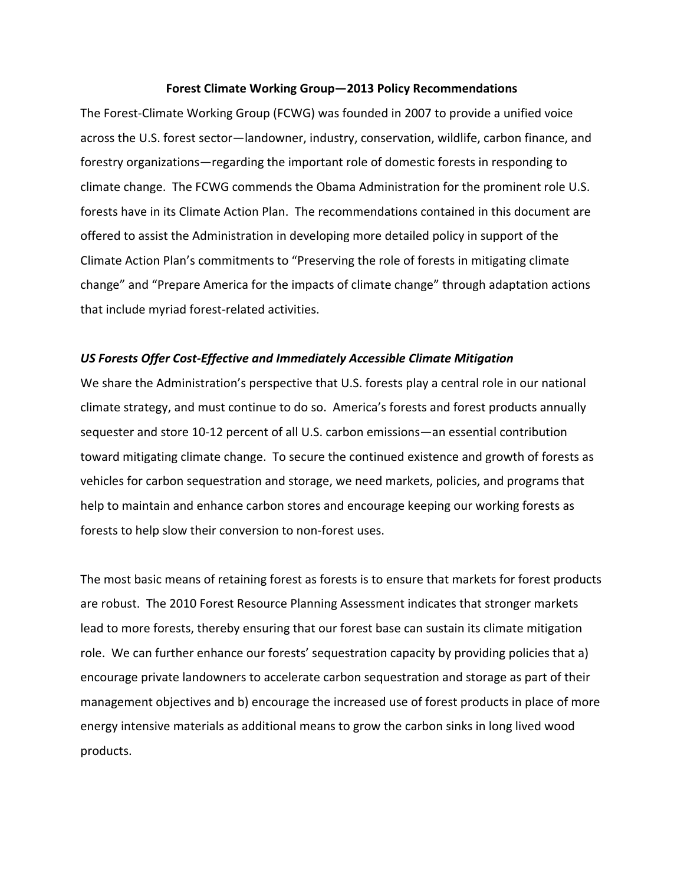# Forest Climate Working Group—2013 Policy Recommendations

The Forest-Climate Working Group (FCWG) was founded in 2007 to provide a unified voice across the U.S. forest sector—landowner, industry, conservation, wildlife, carbon finance, and forestry organizations—regarding the important role of domestic forests in responding to climate change. The FCWG commends the Obama Administration for the prominent role U.S. forests have in its Climate Action Plan. The recommendations contained in this document are offered to assist the Administration in developing more detailed policy in support of the Climate Action Plan's commitments to "Preserving the role of forests in mitigating climate change" and "Prepare America for the impacts of climate change" through adaptation actions that include myriad forest-related activities.

## *US Forests Offer Cost-Effective and Immediately Accessible Climate Mitigation*

We share the Administration's perspective that U.S. forests play a central role in our national climate strategy, and must continue to do so. America's forests and forest products annually sequester and store 10-12 percent of all U.S. carbon emissions—an essential contribution toward mitigating climate change. To secure the continued existence and growth of forests as vehicles for carbon sequestration and storage, we need markets, policies, and programs that help to maintain and enhance carbon stores and encourage keeping our working forests as forests to help slow their conversion to non-forest uses.

The most basic means of retaining forest as forests is to ensure that markets for forest products are robust. The 2010 Forest Resource Planning Assessment indicates that stronger markets lead to more forests, thereby ensuring that our forest base can sustain its climate mitigation role. We can further enhance our forests' sequestration capacity by providing policies that a) encourage private landowners to accelerate carbon sequestration and storage as part of their management objectives and b) encourage the increased use of forest products in place of more energy intensive materials as additional means to grow the carbon sinks in long lived wood products.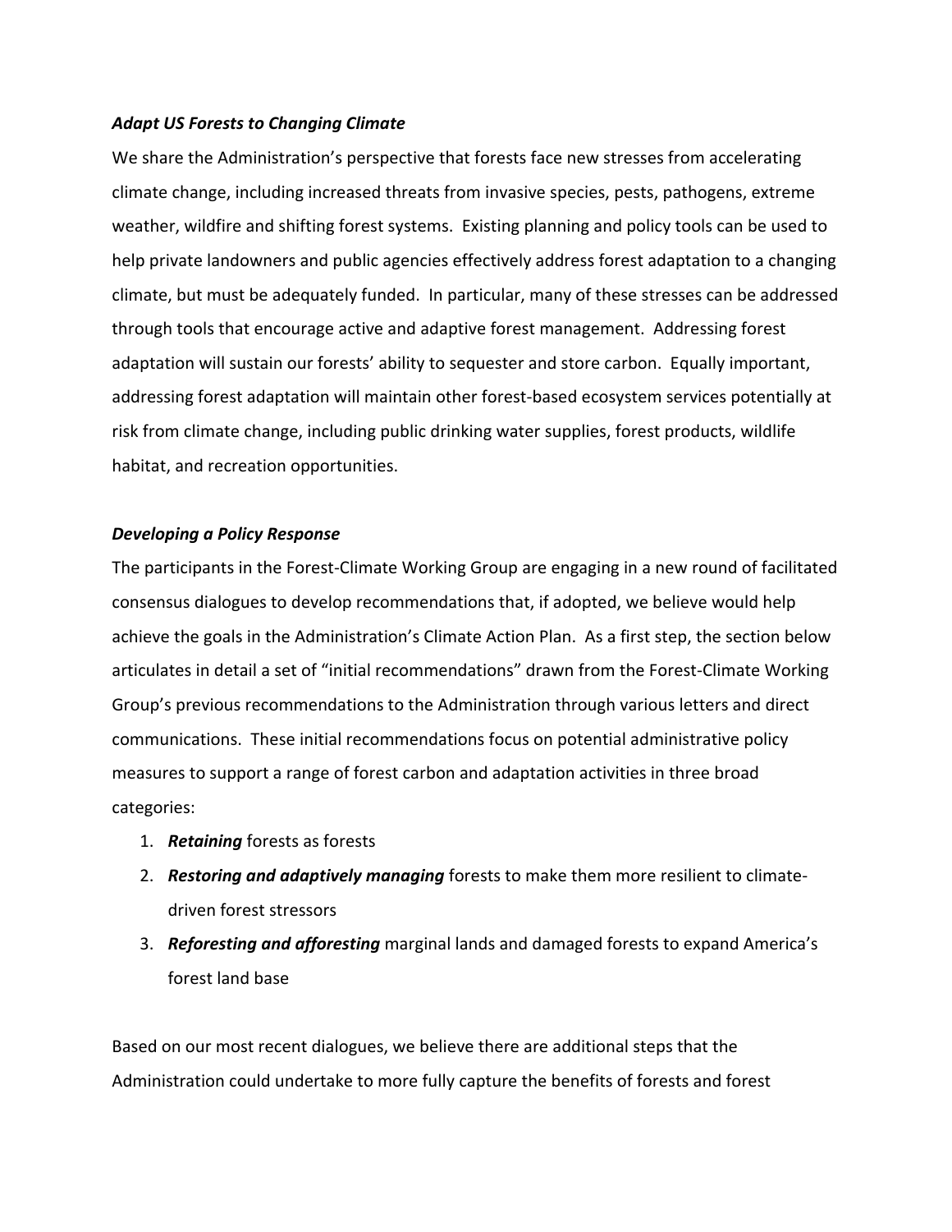### *Adapt US Forests to Changing Climate*

We share the Administration's perspective that forests face new stresses from accelerating climate change, including increased threats from invasive species, pests, pathogens, extreme weather, wildfire and shifting forest systems. Existing planning and policy tools can be used to help private landowners and public agencies effectively address forest adaptation to a changing climate, but must be adequately funded. In particular, many of these stresses can be addressed through tools that encourage active and adaptive forest management. Addressing forest adaptation will sustain our forests' ability to sequester and store carbon. Equally important, addressing forest adaptation will maintain other forest-based ecosystem services potentially at risk from climate change, including public drinking water supplies, forest products, wildlife habitat, and recreation opportunities.

### *Developing a Policy Response*

The participants in the Forest-Climate Working Group are engaging in a new round of facilitated consensus dialogues to develop recommendations that, if adopted, we believe would help achieve the goals in the Administration's Climate Action Plan. As a first step, the section below articulates in detail a set of "initial recommendations" drawn from the Forest-Climate Working Group's previous recommendations to the Administration through various letters and direct communications. These initial recommendations focus on potential administrative policy measures to support a range of forest carbon and adaptation activities in three broad categories:

1. ***Retaining*** forests as forests
2. ***Restoring and adaptively managing*** forests to make them more resilient to climate-driven forest stressors
3. ***Reforesting and afforesting*** marginal lands and damaged forests to expand America's forest land base

Based on our most recent dialogues, we believe there are additional steps that the Administration could undertake to more fully capture the benefits of forests and forest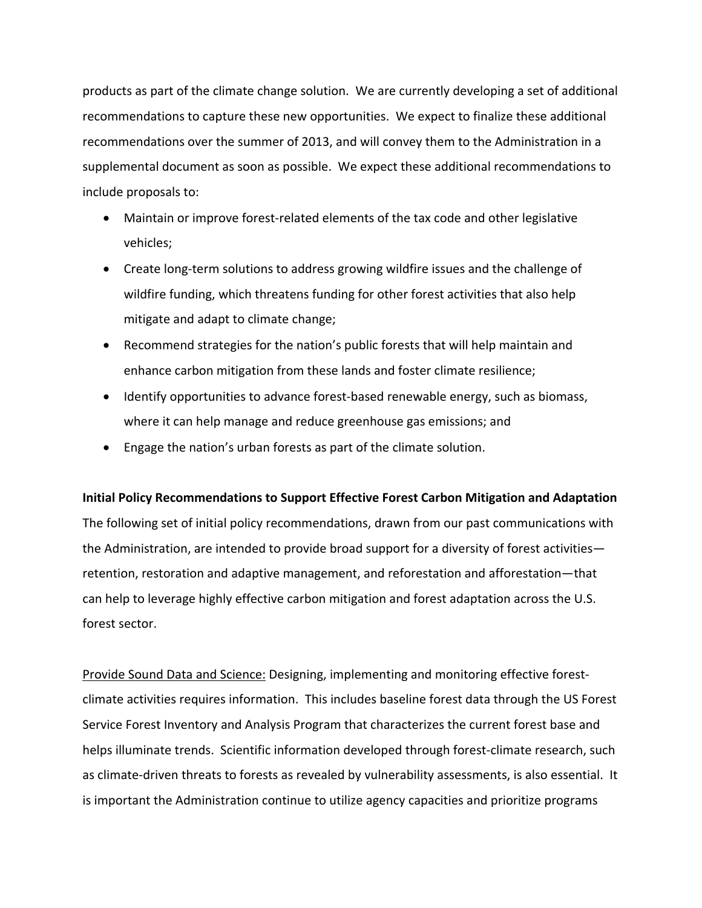products as part of the climate change solution. We are currently developing a set of additional recommendations to capture these new opportunities. We expect to finalize these additional recommendations over the summer of 2013, and will convey them to the Administration in a supplemental document as soon as possible. We expect these additional recommendations to include proposals to:

- Maintain or improve forest-related elements of the tax code and other legislative vehicles;
- Create long-term solutions to address growing wildfire issues and the challenge of wildfire funding, which threatens funding for other forest activities that also help mitigate and adapt to climate change;
- Recommend strategies for the nation's public forests that will help maintain and enhance carbon mitigation from these lands and foster climate resilience;
- Identify opportunities to advance forest-based renewable energy, such as biomass, where it can help manage and reduce greenhouse gas emissions; and
- Engage the nation's urban forests as part of the climate solution.

**Initial Policy Recommendations to Support Effective Forest Carbon Mitigation and Adaptation**

The following set of initial policy recommendations, drawn from our past communications with the Administration, are intended to provide broad support for a diversity of forest activities—retention, restoration and adaptive management, and reforestation and afforestation—that can help to leverage highly effective carbon mitigation and forest adaptation across the U.S. forest sector.

<u>Provide Sound Data and Science:</u> Designing, implementing and monitoring effective forest-climate activities requires information. This includes baseline forest data through the US Forest Service Forest Inventory and Analysis Program that characterizes the current forest base and helps illuminate trends. Scientific information developed through forest-climate research, such as climate-driven threats to forests as revealed by vulnerability assessments, is also essential. It is important the Administration continue to utilize agency capacities and prioritize programs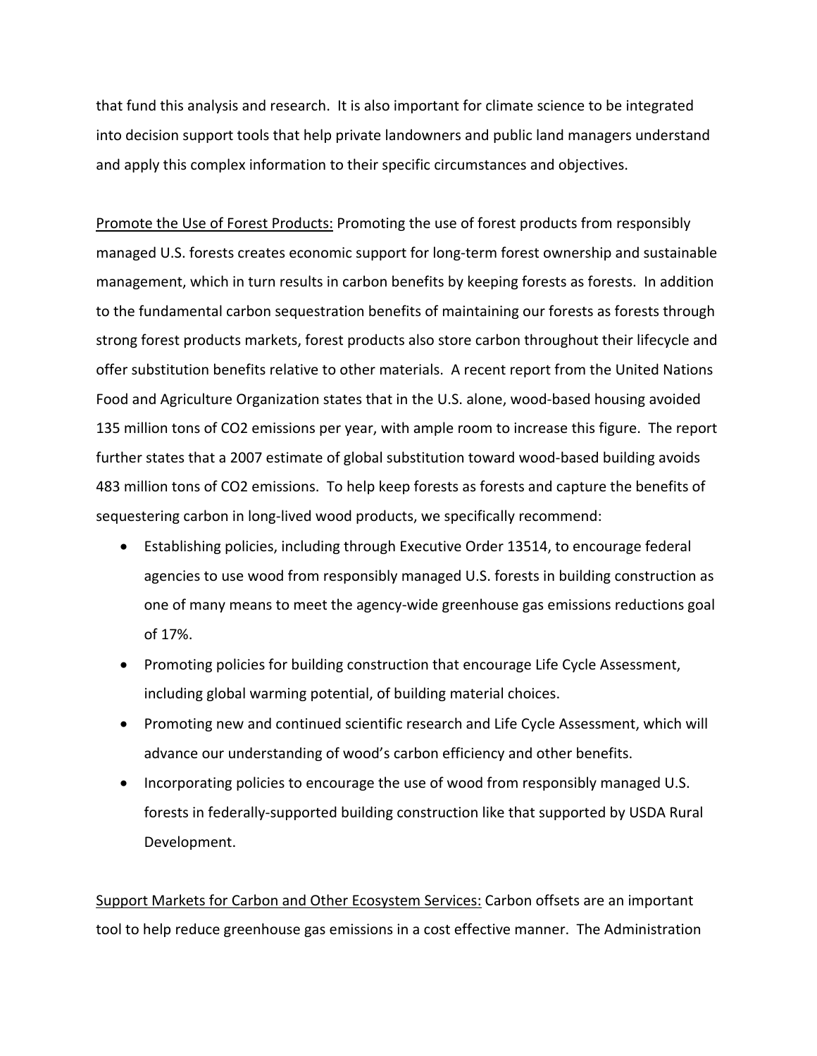that fund this analysis and research. It is also important for climate science to be integrated into decision support tools that help private landowners and public land managers understand and apply this complex information to their specific circumstances and objectives.

Promote the Use of Forest Products: Promoting the use of forest products from responsibly managed U.S. forests creates economic support for long-term forest ownership and sustainable management, which in turn results in carbon benefits by keeping forests as forests. In addition to the fundamental carbon sequestration benefits of maintaining our forests as forests through strong forest products markets, forest products also store carbon throughout their lifecycle and offer substitution benefits relative to other materials. A recent report from the United Nations Food and Agriculture Organization states that in the U.S. alone, wood-based housing avoided 135 million tons of $CO_2$ emissions per year, with ample room to increase this figure. The report further states that a 2007 estimate of global substitution toward wood-based building avoids 483 million tons of $CO_2$ emissions. To help keep forests as forests and capture the benefits of sequestering carbon in long-lived wood products, we specifically recommend:

- Establishing policies, including through Executive Order 13514, to encourage federal agencies to use wood from responsibly managed U.S. forests in building construction as one of many means to meet the agency-wide greenhouse gas emissions reductions goal of 17%.
- Promoting policies for building construction that encourage Life Cycle Assessment, including global warming potential, of building material choices.
- Promoting new and continued scientific research and Life Cycle Assessment, which will advance our understanding of wood's carbon efficiency and other benefits.
- Incorporating policies to encourage the use of wood from responsibly managed U.S. forests in federally-supported building construction like that supported by USDA Rural Development.

Support Markets for Carbon and Other Ecosystem Services: Carbon offsets are an important tool to help reduce greenhouse gas emissions in a cost effective manner. The Administration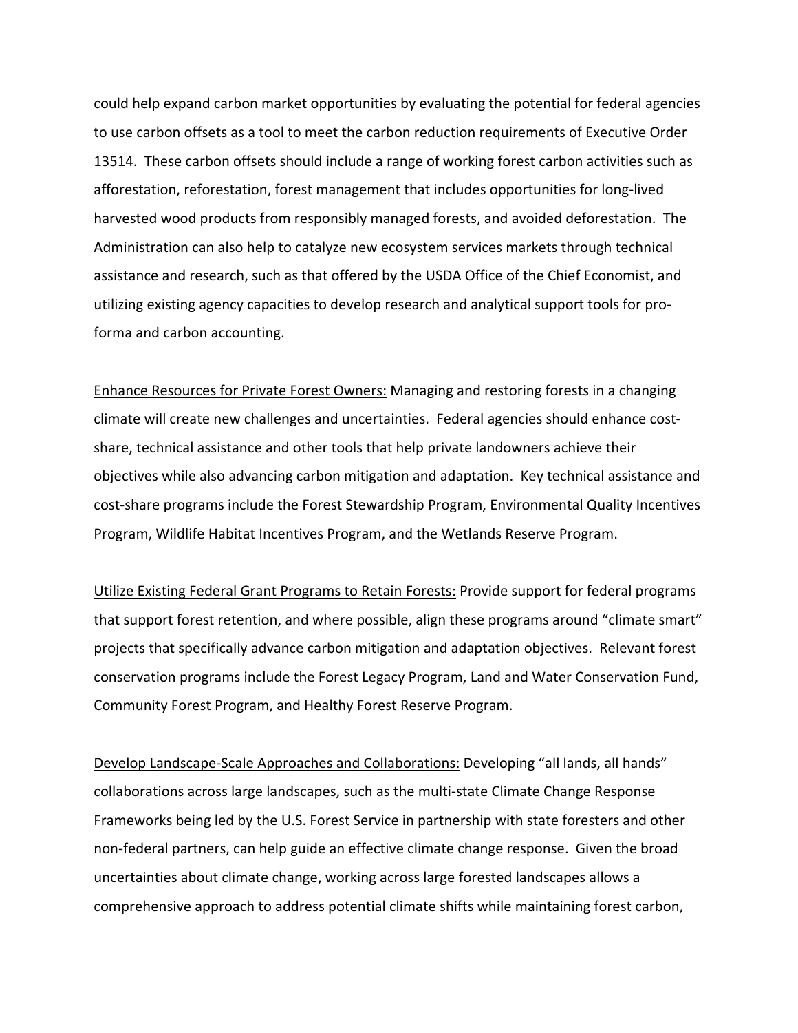could help expand carbon market opportunities by evaluating the potential for federal agencies to use carbon offsets as a tool to meet the carbon reduction requirements of Executive Order 13514. These carbon offsets should include a range of working forest carbon activities such as afforestation, reforestation, forest management that includes opportunities for long-lived harvested wood products from responsibly managed forests, and avoided deforestation. The Administration can also help to catalyze new ecosystem services markets through technical assistance and research, such as that offered by the USDA Office of the Chief Economist, and utilizing existing agency capacities to develop research and analytical support tools for pro-forma and carbon accounting.

<u>Enhance Resources for Private Forest Owners:</u> Managing and restoring forests in a changing climate will create new challenges and uncertainties. Federal agencies should enhance cost-share, technical assistance and other tools that help private landowners achieve their objectives while also advancing carbon mitigation and adaptation. Key technical assistance and cost-share programs include the Forest Stewardship Program, Environmental Quality Incentives Program, Wildlife Habitat Incentives Program, and the Wetlands Reserve Program.

<u>Utilize Existing Federal Grant Programs to Retain Forests:</u> Provide support for federal programs that support forest retention, and where possible, align these programs around "climate smart" projects that specifically advance carbon mitigation and adaptation objectives. Relevant forest conservation programs include the Forest Legacy Program, Land and Water Conservation Fund, Community Forest Program, and Healthy Forest Reserve Program.

<u>Develop Landscape-Scale Approaches and Collaborations:</u> Developing "all lands, all hands" collaborations across large landscapes, such as the multi-state Climate Change Response Frameworks being led by the U.S. Forest Service in partnership with state foresters and other non-federal partners, can help guide an effective climate change response. Given the broad uncertainties about climate change, working across large forested landscapes allows a comprehensive approach to address potential climate shifts while maintaining forest carbon,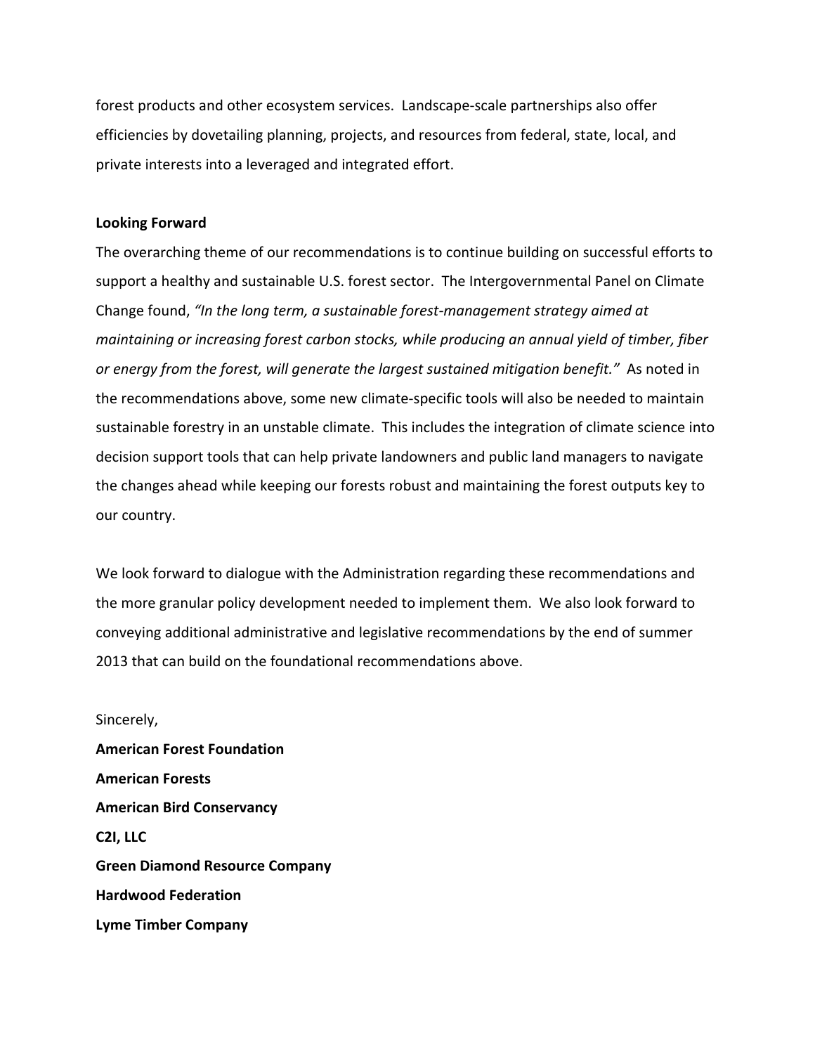forest products and other ecosystem services. Landscape-scale partnerships also offer efficiencies by dovetailing planning, projects, and resources from federal, state, local, and private interests into a leveraged and integrated effort.

**Looking Forward**

The overarching theme of our recommendations is to continue building on successful efforts to support a healthy and sustainable U.S. forest sector. The Intergovernmental Panel on Climate Change found, *"In the long term, a sustainable forest-management strategy aimed at maintaining or increasing forest carbon stocks, while producing an annual yield of timber, fiber or energy from the forest, will generate the largest sustained mitigation benefit."* As noted in the recommendations above, some new climate-specific tools will also be needed to maintain sustainable forestry in an unstable climate. This includes the integration of climate science into decision support tools that can help private landowners and public land managers to navigate the changes ahead while keeping our forests robust and maintaining the forest outputs key to our country.

We look forward to dialogue with the Administration regarding these recommendations and the more granular policy development needed to implement them. We also look forward to conveying additional administrative and legislative recommendations by the end of summer 2013 that can build on the foundational recommendations above.

Sincerely,

**American Forest Foundation**

**American Forests**

**American Bird Conservancy**

**C2I, LLC**

**Green Diamond Resource Company**

**Hardwood Federation**

**Lyme Timber Company**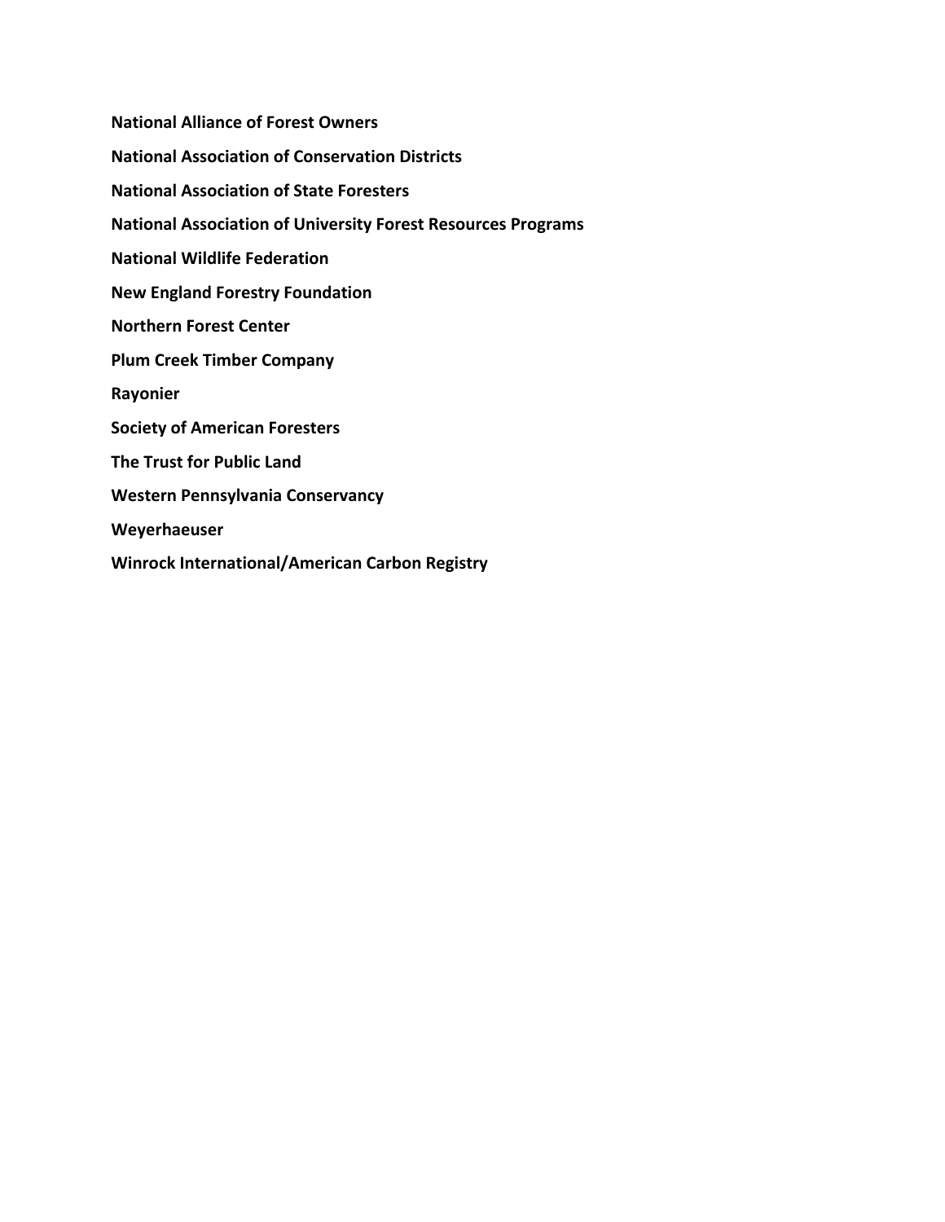**National Alliance of Forest Owners**

**National Association of Conservation Districts**

**National Association of State Foresters**

**National Association of University Forest Resources Programs**

**National Wildlife Federation**

**New England Forestry Foundation**

**Northern Forest Center**

**Plum Creek Timber Company**

**Rayonier**

**Society of American Foresters**

**The Trust for Public Land**

**Western Pennsylvania Conservancy**

**Weyerhaeuser**

**Winrock International/American Carbon Registry**